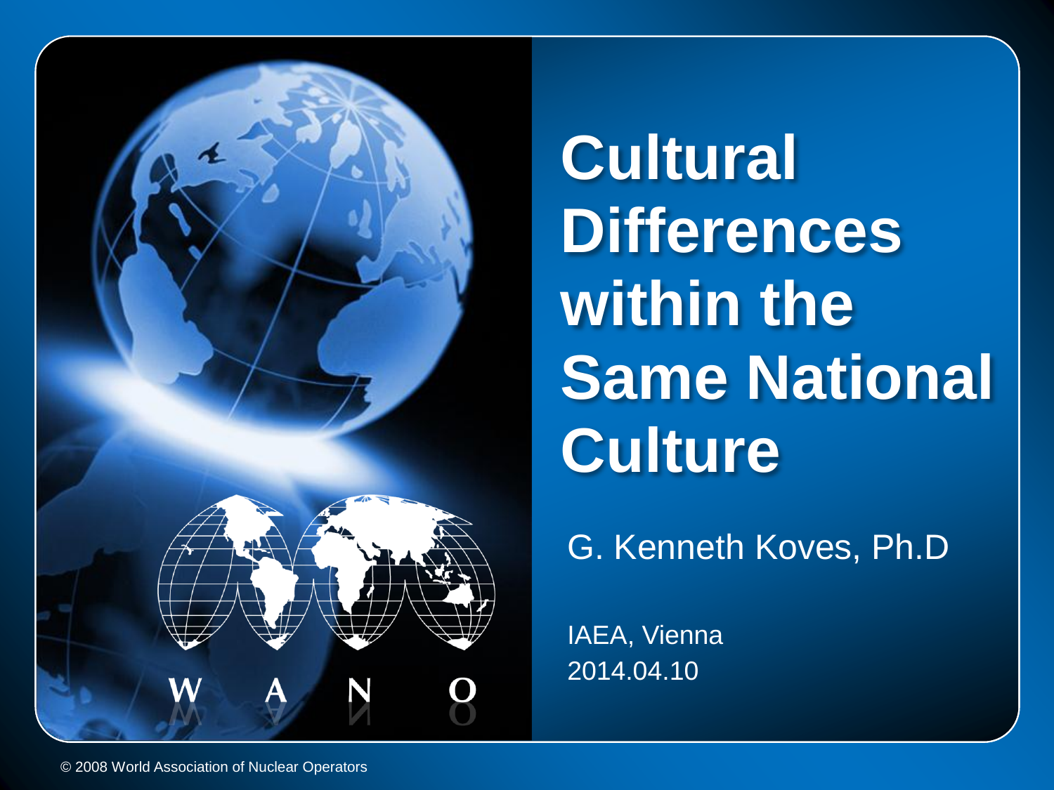# Cultural Differences within the Same National Culture

G. Kenneth Koves, Ph.D

IAEA, Vienna
2014.04.10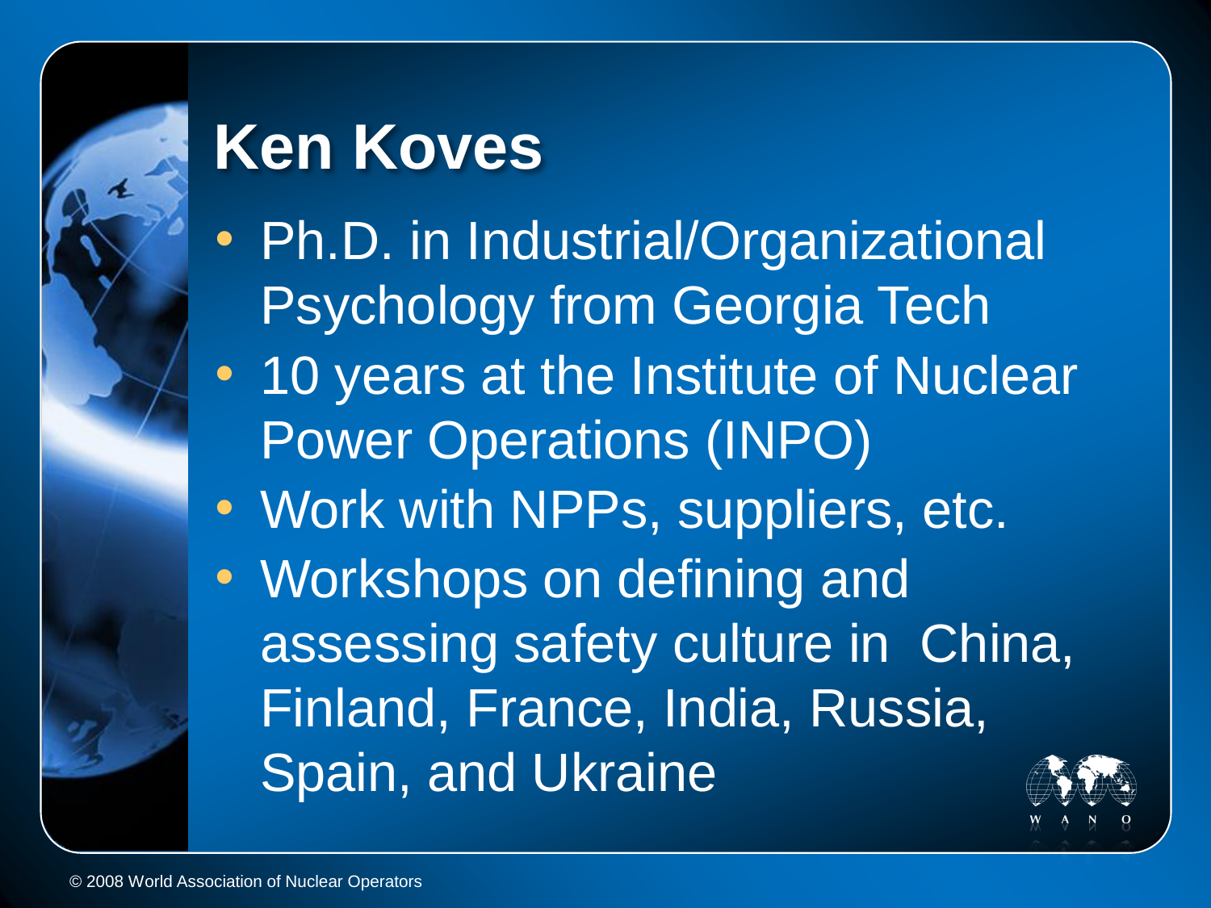# Ken Koves

- Ph.D. in Industrial/Organizational Psychology from Georgia Tech
- 10 years at the Institute of Nuclear Power Operations (INPO)
- Work with NPPs, suppliers, etc.
- Workshops on defining and assessing safety culture in China, Finland, France, India, Russia, Spain, and Ukraine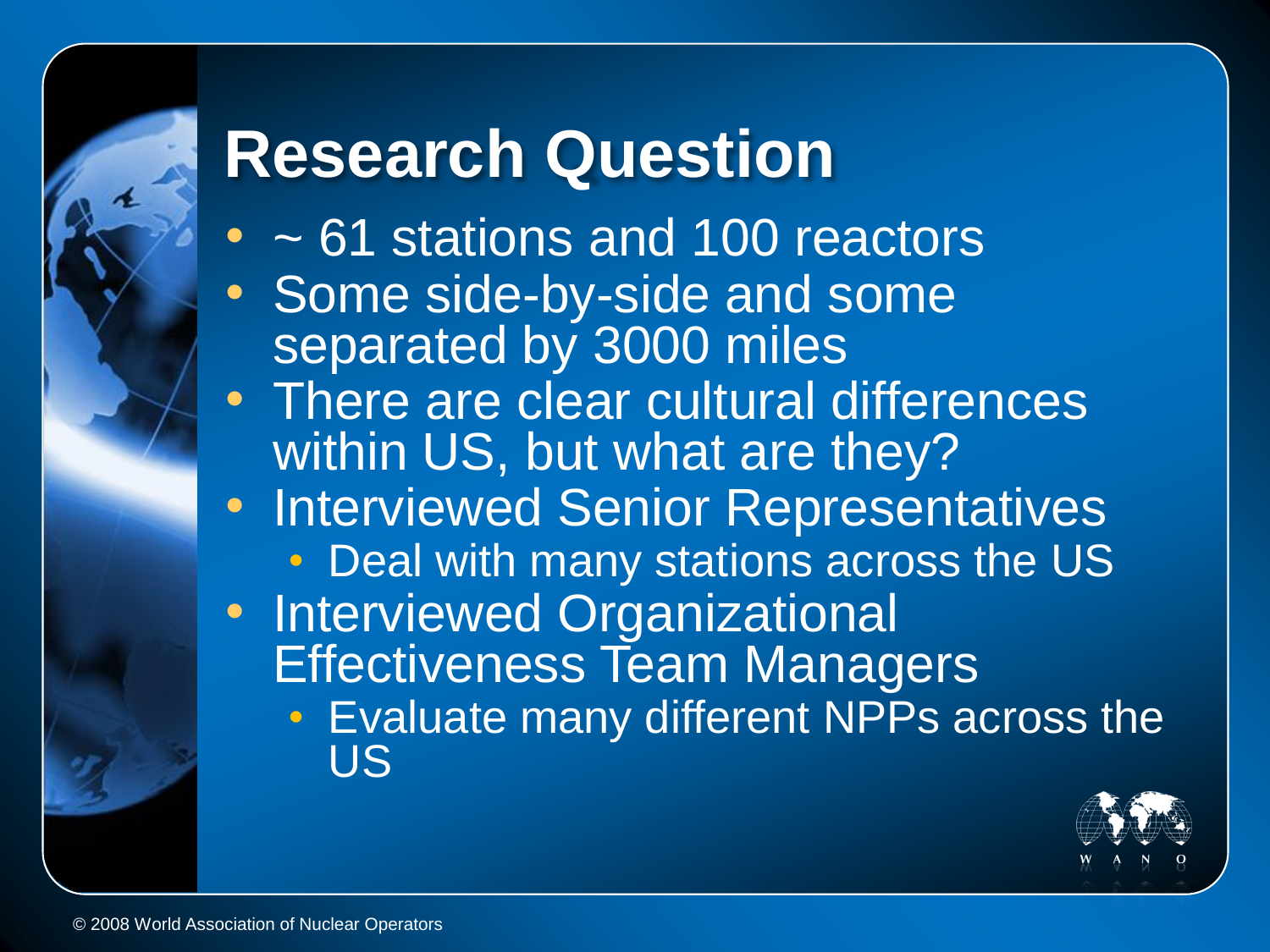# Research Question

- ~ 61 stations and 100 reactors
- Some side-by-side and some separated by 3000 miles
- There are clear cultural differences within US, but what are they?
- Interviewed Senior Representatives
  - Deal with many stations across the US
- Interviewed Organizational Effectiveness Team Managers
  - Evaluate many different NPPs across the US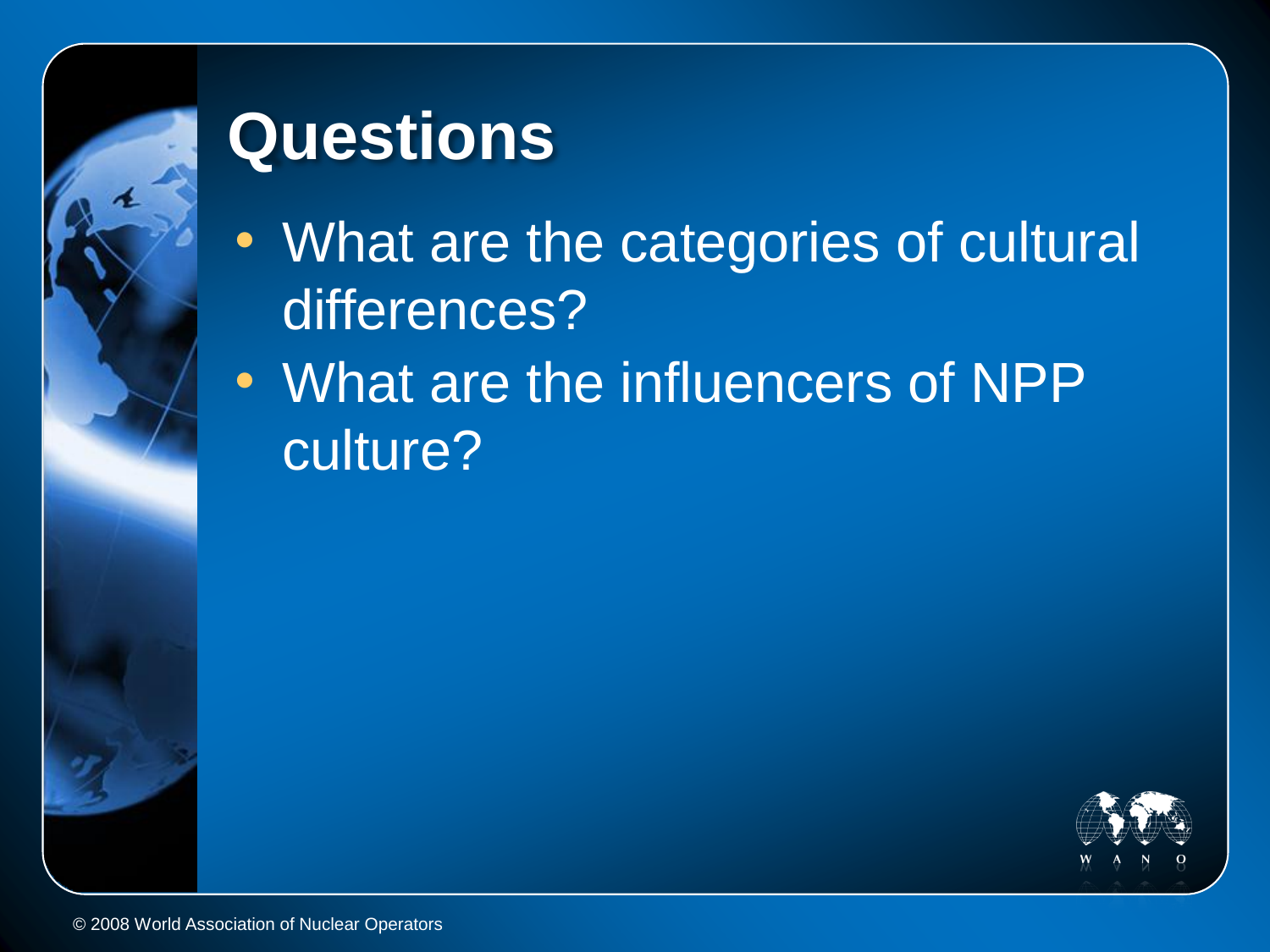# Questions

- What are the categories of cultural differences?
- What are the influencers of NPP culture?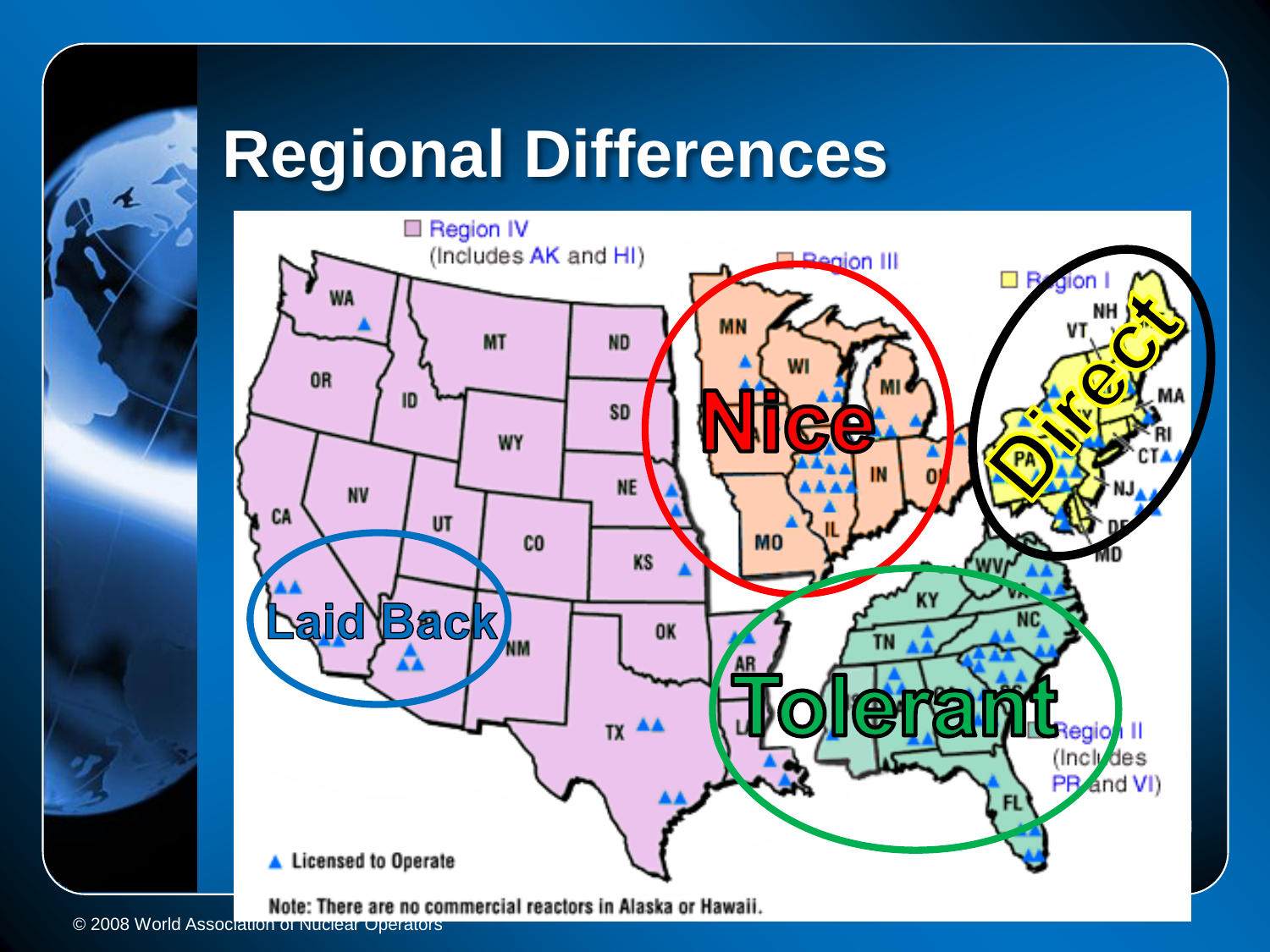# Regional Differences

Region IV
(Includes AK and HI)

Region III

Region I

Region II
(Includes PR and VI)

Laid Back

Nice

Direct

Tolerant

▲ Licensed to Operate

Note: There are no commercial reactors in Alaska or Hawaii.

© 2008 World Association of Nuclear Operators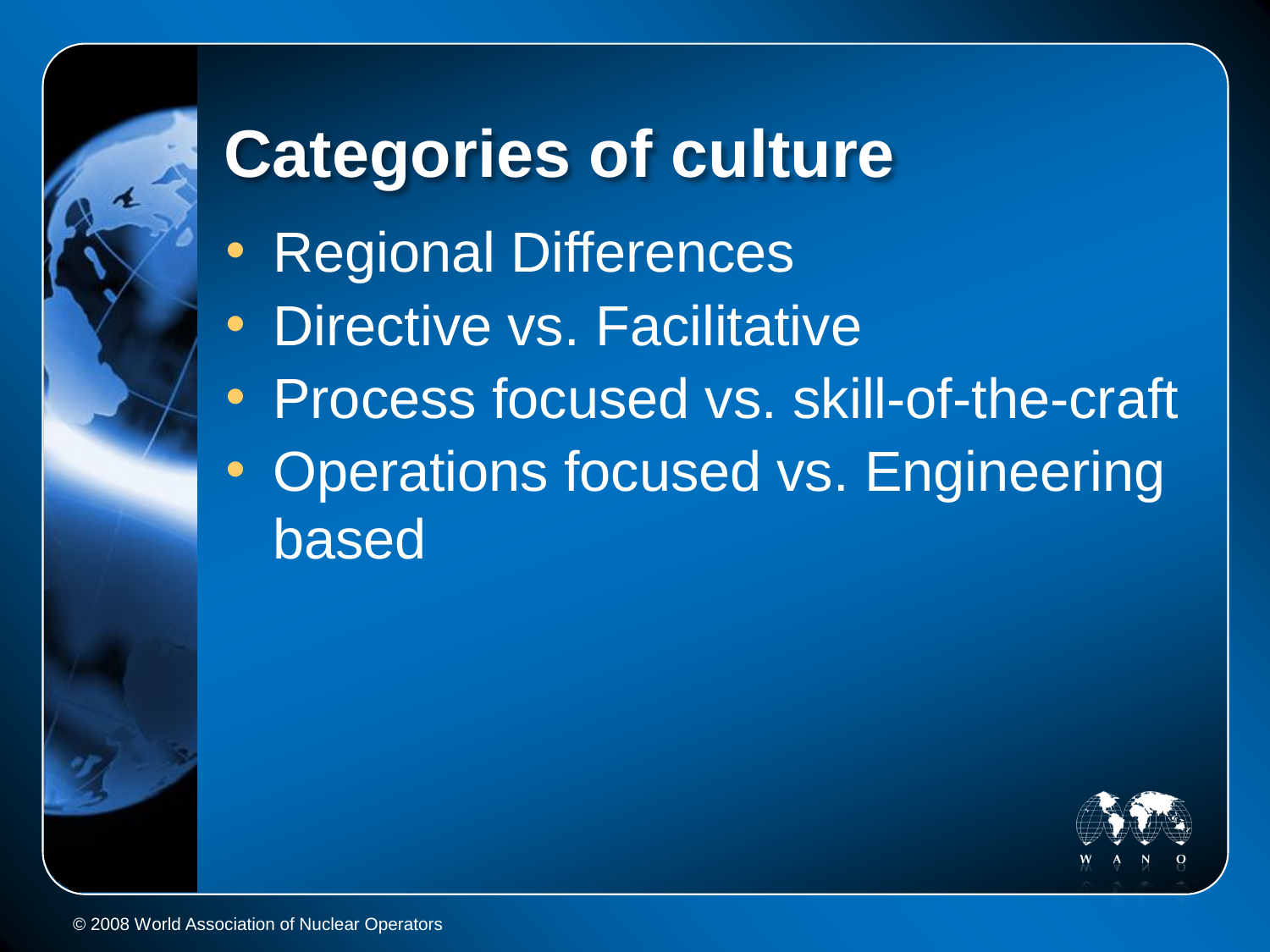# Categories of culture

- Regional Differences
- Directive vs. Facilitative
- Process focused vs. skill-of-the-craft
- Operations focused vs. Engineering based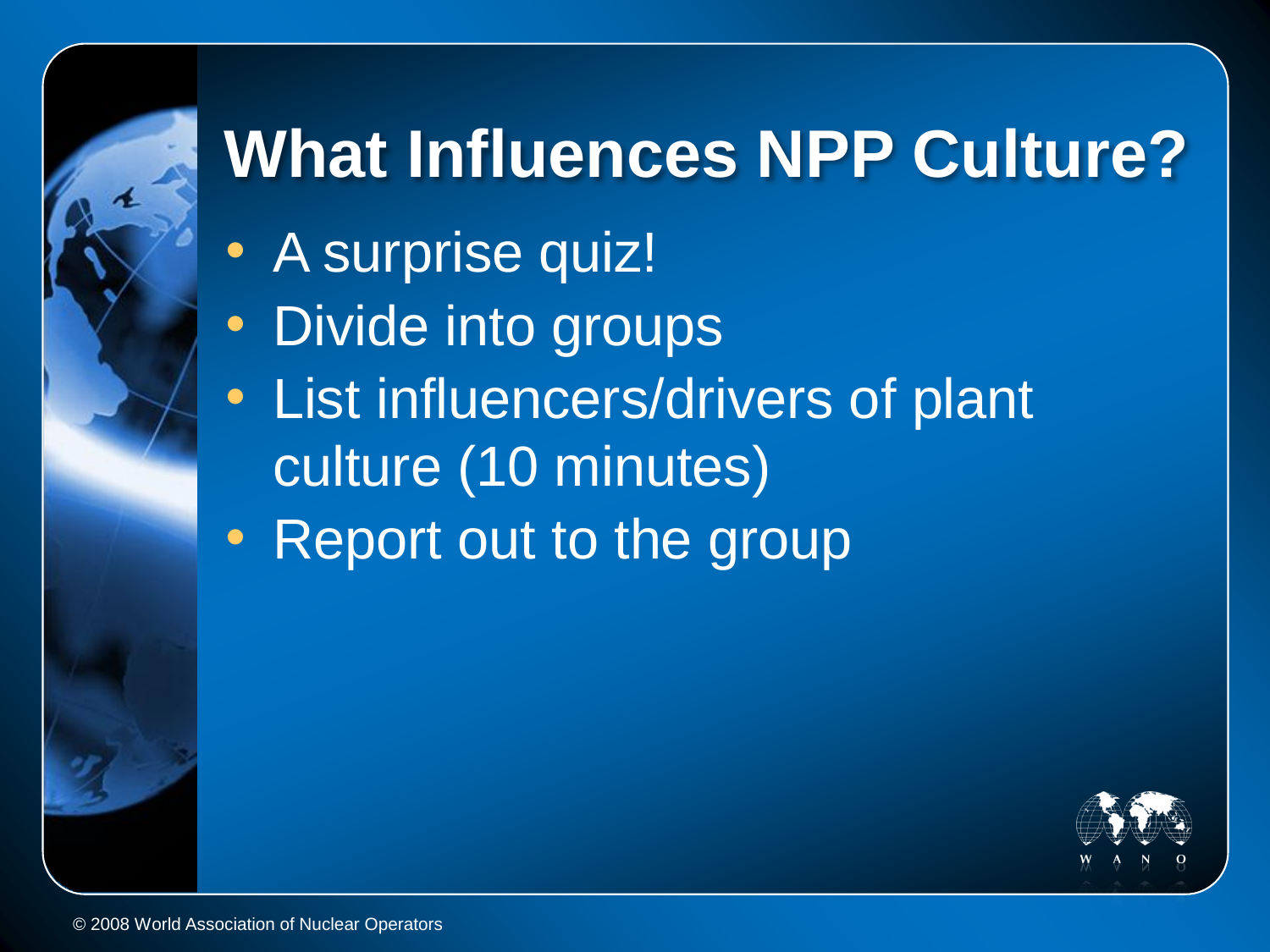# What Influences NPP Culture?

- A surprise quiz!
- Divide into groups
- List influencers/drivers of plant culture (10 minutes)
- Report out to the group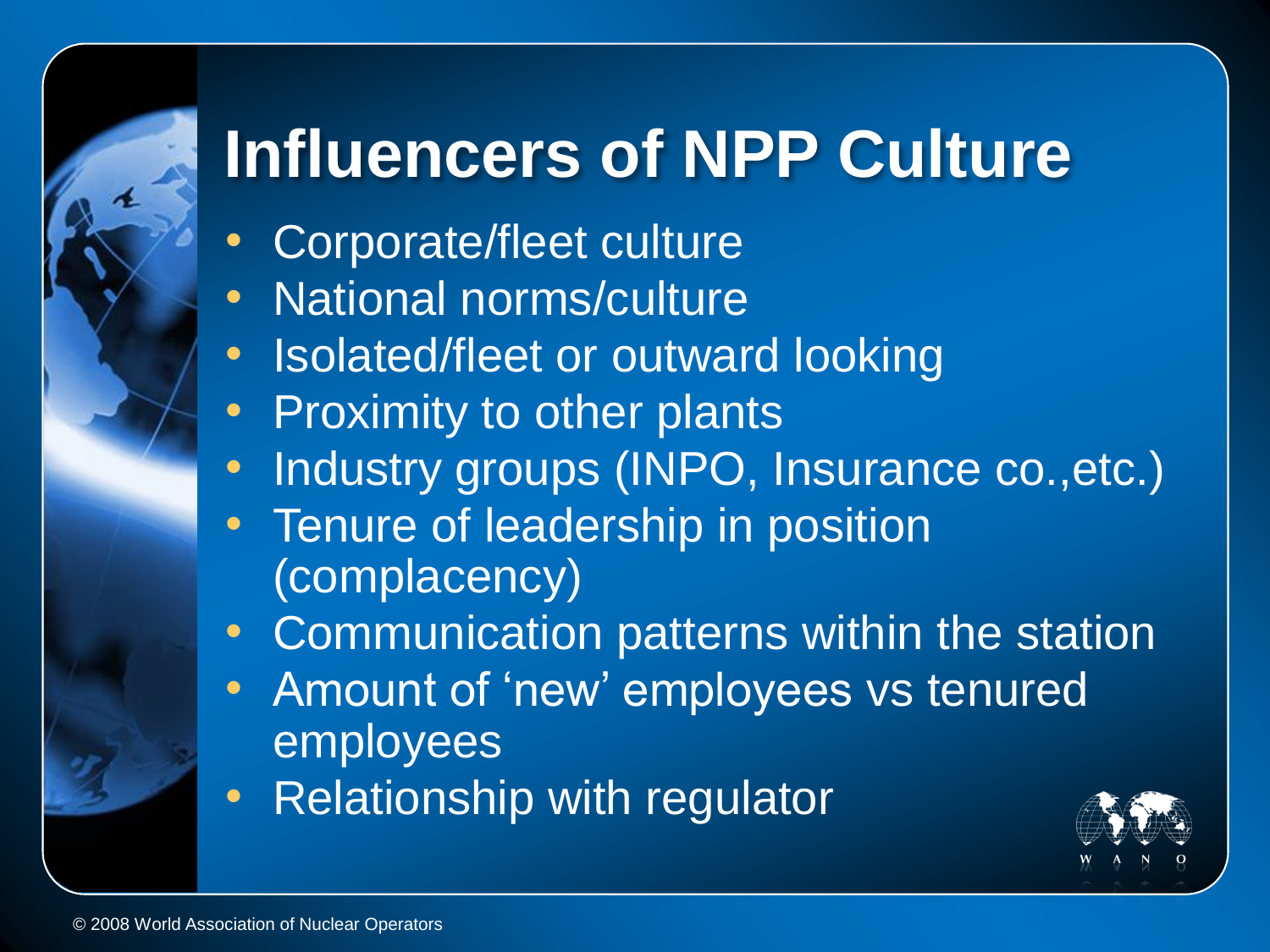# Influencers of NPP Culture

- Corporate/fleet culture
- National norms/culture
- Isolated/fleet or outward looking
- Proximity to other plants
- Industry groups (INPO, Insurance co.,etc.)
- Tenure of leadership in position (complacency)
- Communication patterns within the station
- Amount of 'new' employees vs tenured employees
- Relationship with regulator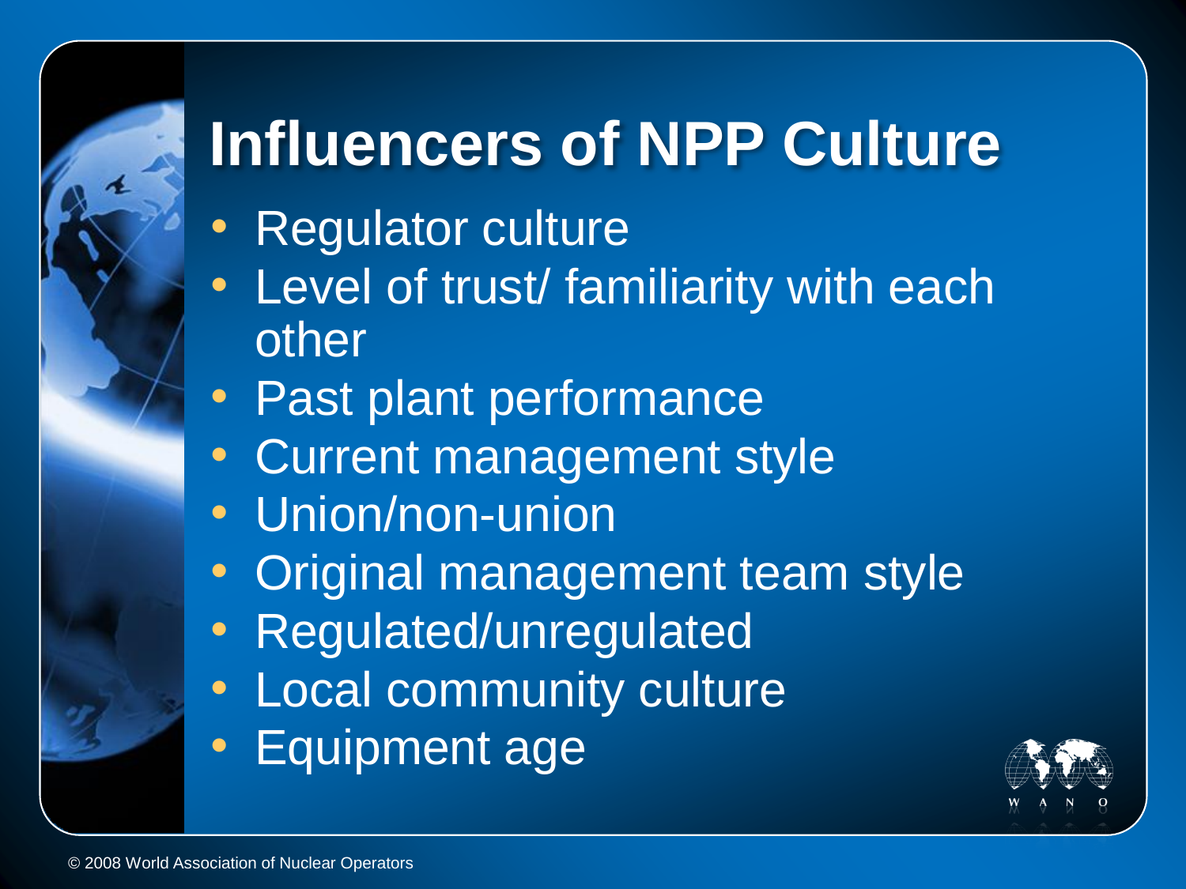# Influencers of NPP Culture

- Regulator culture
- Level of trust/ familiarity with each other
- Past plant performance
- Current management style
- Union/non-union
- Original management team style
- Regulated/unregulated
- Local community culture
- Equipment age

© 2008 World Association of Nuclear Operators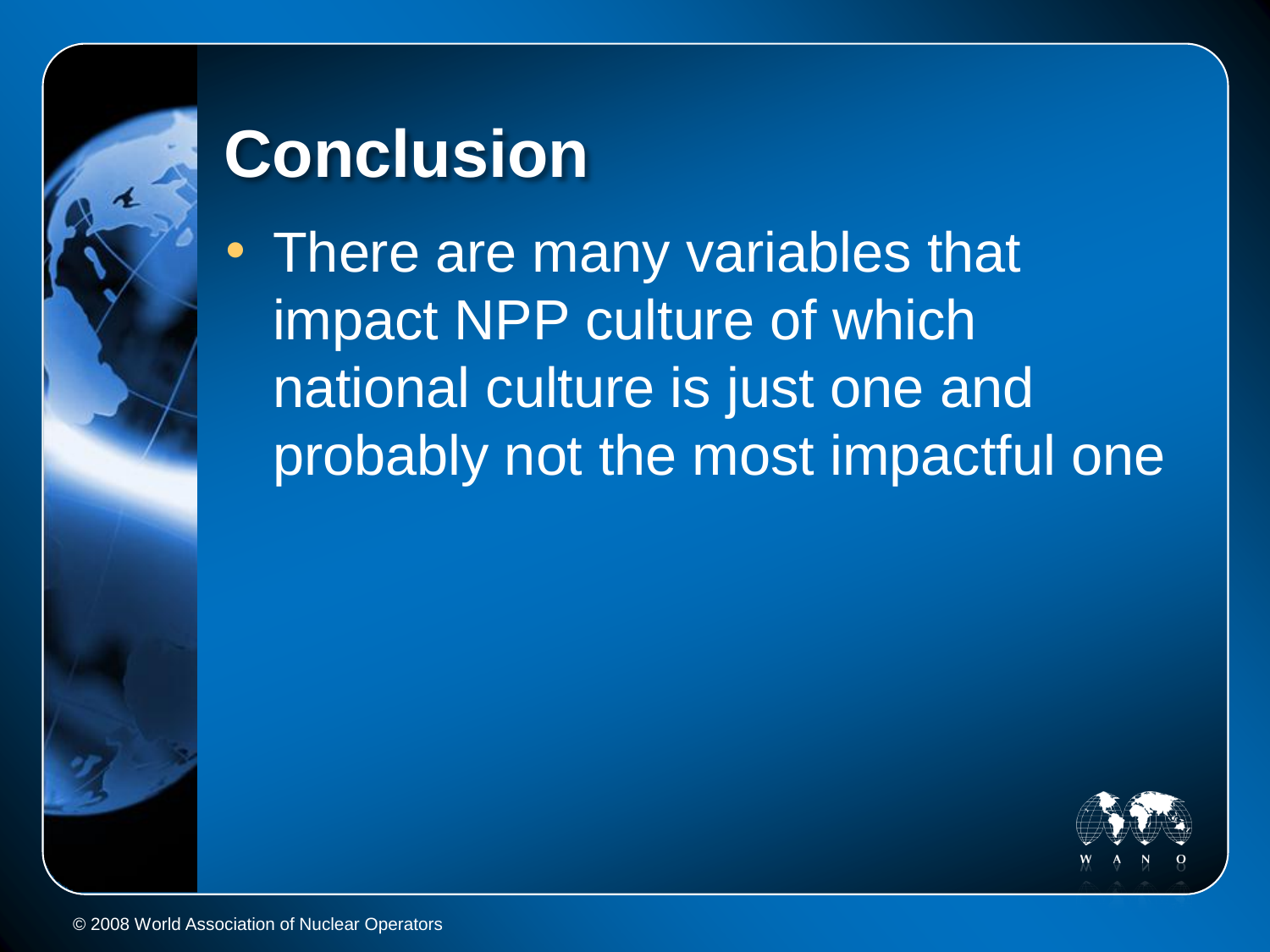# Conclusion

- There are many variables that impact NPP culture of which national culture is just one and probably not the most impactful one